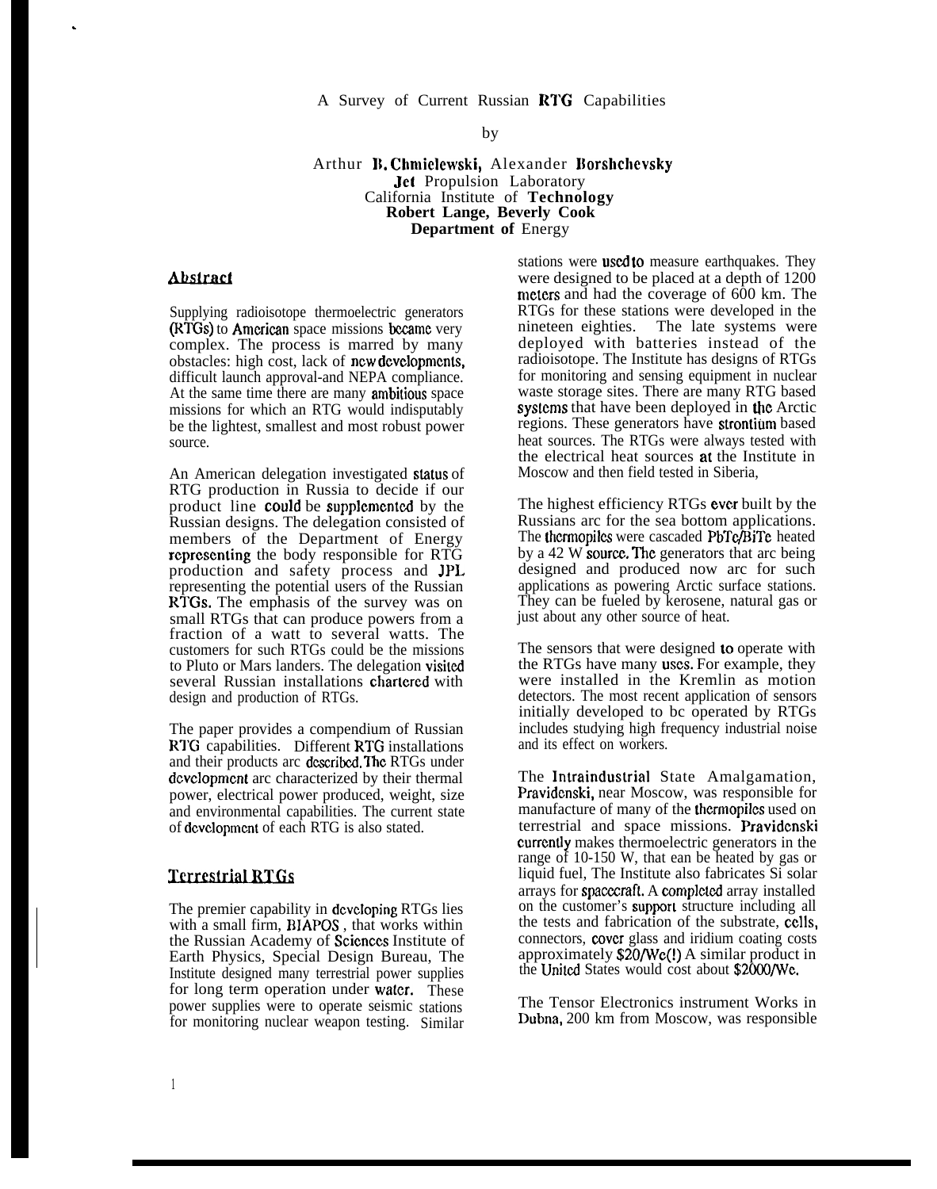# A Survey of Current Russian RTG Capabilities

by

Arthur B. Chmielewski, Alexander Borshchevsky
Jet Propulsion Laboratory
California Institute of Technology
**Robert Lange, Beverly Cook**
**Department of Energy**

## Abstract

Supplying radioisotope thermoelectric generators (RTGs) to American space missions became very complex. The process is marred by many obstacles: high cost, lack of new developments, difficult launch approval-and NEPA compliance. At the same time there are many ambitious space missions for which an RTG would indisputably be the lightest, smallest and most robust power source.

An American delegation investigated status of RTG production in Russia to decide if our product line could be supplemented by the Russian designs. The delegation consisted of members of the Department of Energy representing the body responsible for RTG production and safety process and JPL representing the potential users of the Russian RTGs. The emphasis of the survey was on small RTGs that can produce powers from a fraction of a watt to several watts. The customers for such RTGs could be the missions to Pluto or Mars landers. The delegation visited several Russian installations chartered with design and production of RTGs.

The paper provides a compendium of Russian RTG capabilities. Different RTG installations and their products arc described. The RTGs under development arc characterized by their thermal power, electrical power produced, weight, size and environmental capabilities. The current state of development of each RTG is also stated.

## Terrestrial RTGs

The premier capability in developing RTGs lies with a small firm, BIAPOS , that works within the Russian Academy of Sciences Institute of Earth Physics, Special Design Bureau, The Institute designed many terrestrial power supplies for long term operation under water. These power supplies were to operate seismic stations for monitoring nuclear weapon testing. Similar stations were used to measure earthquakes. They were designed to be placed at a depth of 1200 meters and had the coverage of 600 km. The RTGs for these stations were developed in the nineteen eighties. The late systems were deployed with batteries instead of the radioisotope. The Institute has designs of RTGs for monitoring and sensing equipment in nuclear waste storage sites. There are many RTG based systems that have been deployed in the Arctic regions. These generators have strontium based heat sources. The RTGs were always tested with the electrical heat sources at the Institute in Moscow and then field tested in Siberia,

The highest efficiency RTGs ever built by the Russians arc for the sea bottom applications. The thermopiles were cascaded PbTe/BiTe heated by a 42 W source. The generators that arc being designed and produced now arc for such applications as powering Arctic surface stations. They can be fueled by kerosene, natural gas or just about any other source of heat.

The sensors that were designed to operate with the RTGs have many uses. For example, they were installed in the Kremlin as motion detectors. The most recent application of sensors initially developed to bc operated by RTGs includes studying high frequency industrial noise and its effect on workers.

The Intraindustrial State Amalgamation, Pravidenski, near Moscow, was responsible for manufacture of many of the thermopiles used on terrestrial and space missions. Pravidenski currently makes thermoelectric generators in the range of 10-150 W, that ean be heated by gas or liquid fuel, The Institute also fabricates Si solar arrays for spacecraft. A completed array installed on the customer's support structure including all the tests and fabrication of the substrate, cells, connectors, cover glass and iridium coating costs approximately $20/We(!) A similar product in the United States would cost about $2000/We.

The Tensor Electronics instrument Works in Dubna, 200 km from Moscow, was responsible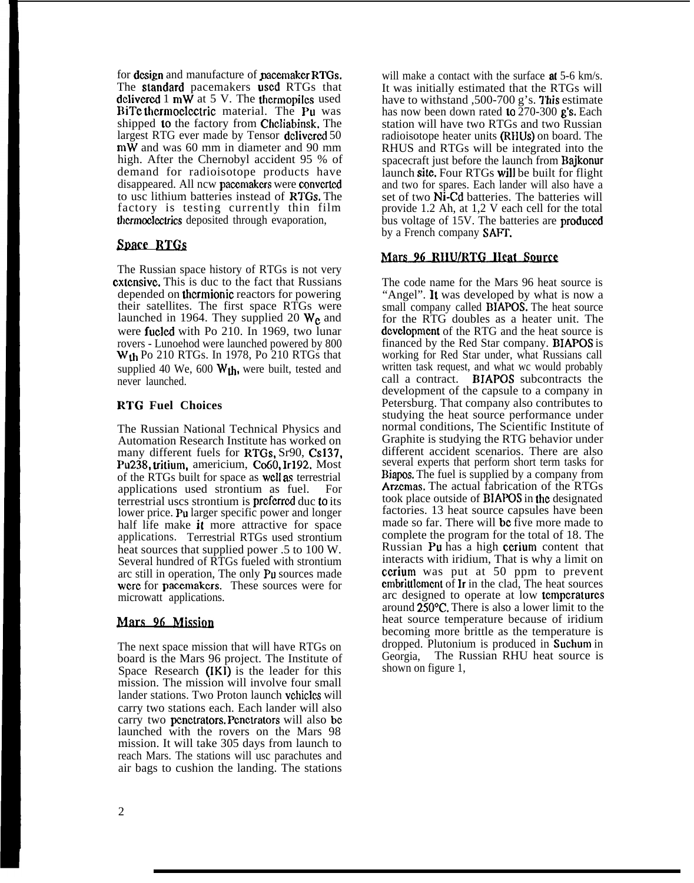for design and manufacture of pacemaker RTGs. The standard pacemakers used RTGs that delivered 1 mW at 5 V. The thermopiles used BiTe thermoelectric material. The Pu was shipped to the factory from Cheliabinsk. The largest RTG ever made by Tensor delivered 50 mW and was 60 mm in diameter and 90 mm high. After the Chernobyl accident 95 % of demand for radioisotope products have disappeared. All new pacemakers were converted to use lithium batteries instead of RTGs. The factory is testing currently thin film thermoelectrics deposited through evaporation,

## Space RTGs

The Russian space history of RTGs is not very extensive. This is due to the fact that Russians depended on thermionic reactors for powering their satellites. The first space RTGs were launched in 1964. They supplied 20 $W_e$ and were fueled with Po 210. In 1969, two lunar rovers - Lunoehod were launched powered by 800 $W_{th}$ Po 210 RTGs. In 1978, Po 210 RTGs that supplied 40 We, 600 $W_{th}$, were built, tested and never launched.

### RTG Fuel Choices

The Russian National Technical Physics and Automation Research Institute has worked on many different fuels for RTGs, Sr90, Cs137, Pu238, tritium, americium, Co60, Ir192. Most of the RTGs built for space as well as terrestrial applications used strontium as fuel. For terrestrial uses strontium is preferred due to its lower price. Pu larger specific power and longer half life make it more attractive for space applications. Terrestrial RTGs used strontium heat sources that supplied power .5 to 100 W. Several hundred of RTGs fueled with strontium are still in operation, The only Pu sources made were for pacemakers. These sources were for microwatt applications.

## Mars 96 Mission

The next space mission that will have RTGs on board is the Mars 96 project. The Institute of Space Research (IKI) is the leader for this mission. The mission will involve four small lander stations. Two Proton launch vehicles will carry two stations each. Each lander will also carry two penetrators. Penetrators will also be launched with the rovers on the Mars 98 mission. It will take 305 days from launch to reach Mars. The stations will use parachutes and air bags to cushion the landing. The stations will make a contact with the surface at 5-6 km/s. It was initially estimated that the RTGs will have to withstand ,500-700 g's. This estimate has now been down rated to 270-300 g's. Each station will have two RTGs and two Russian radioisotope heater units (RHUs) on board. The RHUS and RTGs will be integrated into the spacecraft just before the launch from Bajkonur launch site. Four RTGs will be built for flight and two for spares. Each lander will also have a set of two Ni-Cd batteries. The batteries will provide 1.2 Ah, at 1,2 V each cell for the total bus voltage of 15V. The batteries are produced by a French company SAFT.

## Mars 96 RHU/RTG Heat Source

The code name for the Mars 96 heat source is "Angel". It was developed by what is now a small company called BIAPOS. The heat source for the RTG doubles as a heater unit. The development of the RTG and the heat source is financed by the Red Star company. BIAPOS is working for Red Star under, what Russians call written task request, and what we would probably call a contract. BIAPOS subcontracts the development of the capsule to a company in Petersburg. That company also contributes to studying the heat source performance under normal conditions, The Scientific Institute of Graphite is studying the RTG behavior under different accident scenarios. There are also several experts that perform short term tasks for Biapos. The fuel is supplied by a company from Arzemas. The actual fabrication of the RTGs took place outside of BIAPOS in the designated factories. 13 heat source capsules have been made so far. There will be five more made to complete the program for the total of 18. The Russian Pu has a high cerium content that interacts with iridium, That is why a limit on cerium was put at 50 ppm to prevent embrittlement of Ir in the clad, The heat sources are designed to operate at low temperatures around 250°C. There is also a lower limit to the heat source temperature because of iridium becoming more brittle as the temperature is dropped. Plutonium is produced in Suchum in Georgia, The Russian RHU heat source is shown on figure 1,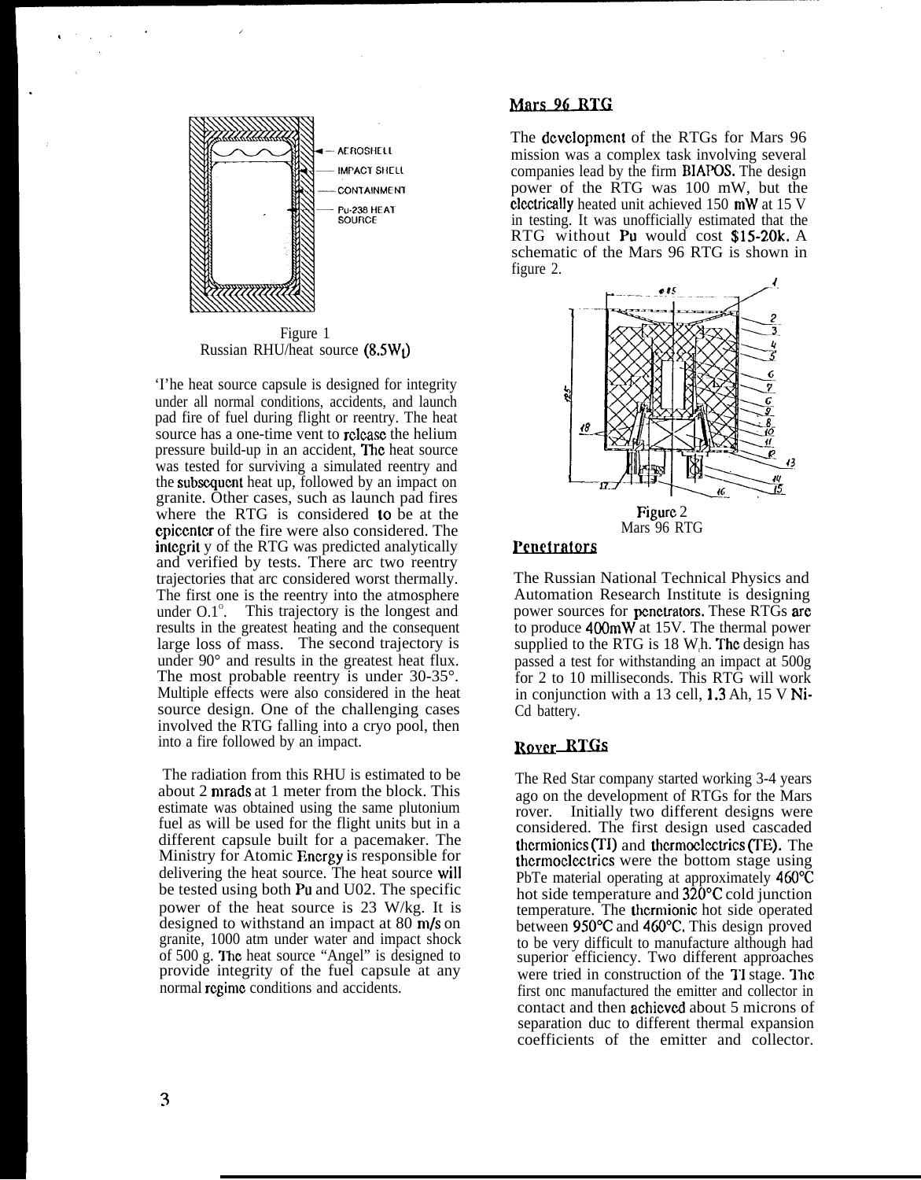Figure 1
Russian RHU/heat source (8.5W$_t$)

The heat source capsule is designed for integrity under all normal conditions, accidents, and launch pad fire of fuel during flight or reentry. The heat source has a one-time vent to release the helium pressure build-up in an accident, The heat source was tested for surviving a simulated reentry and the subsequent heat up, followed by an impact on granite. Other cases, such as launch pad fires where the RTG is considered to be at the epicenter of the fire were also considered. The integrity of the RTG was predicted analytically and verified by tests. There are two reentry trajectories that are considered worst thermally. The first one is the reentry into the atmosphere under 0.1°. This trajectory is the longest and results in the greatest heating and the consequent large loss of mass. The second trajectory is under 90° and results in the greatest heat flux. The most probable reentry is under 30-35°. Multiple effects were also considered in the heat source design. One of the challenging cases involved the RTG falling into a cryo pool, then into a fire followed by an impact.

The radiation from this RHU is estimated to be about 2 mrads at 1 meter from the block. This estimate was obtained using the same plutonium fuel as will be used for the flight units but in a different capsule built for a pacemaker. The Ministry for Atomic Energy is responsible for delivering the heat source. The heat source will be tested using both Pu and U02. The specific power of the heat source is 23 W/kg. It is designed to withstand an impact at 80 m/s on granite, 1000 atm under water and impact shock of 500 g. The heat source "Angel" is designed to provide integrity of the fuel capsule at any normal regime conditions and accidents.

## Mars 96 RTG

The development of the RTGs for Mars 96 mission was a complex task involving several companies lead by the firm BIAPOS. The design power of the RTG was 100 mW, but the electrically heated unit achieved 150 mW at 15 V in testing. It was unofficially estimated that the RTG without Pu would cost $15-20k. A schematic of the Mars 96 RTG is shown in figure 2.

Figure 2
Mars 96 RTG

## Penetrators

The Russian National Technical Physics and Automation Research Institute is designing power sources for penetrators. These RTGs are to produce 400mW at 15V. The thermal power supplied to the RTG is 18 W,h. The design has passed a test for withstanding an impact at 500g for 2 to 10 milliseconds. This RTG will work in conjunction with a 13 cell, 1.3 Ah, 15 V Ni-Cd battery.

## Rover RTGs

The Red Star company started working 3-4 years ago on the development of RTGs for the Mars rover. Initially two different designs were considered. The first design used cascaded thermionics (TI) and thermoelectrics (TE). The thermoelectrics were the bottom stage using PbTe material operating at approximately 460°C hot side temperature and 320°C cold junction temperature. The thermionic hot side operated between 950°C and 460°C. This design proved to be very difficult to manufacture although had superior efficiency. Two different approaches were tried in construction of the TI stage. The first one manufactured the emitter and collector in contact and then achieved about 5 microns of separation due to different thermal expansion coefficients of the emitter and collector.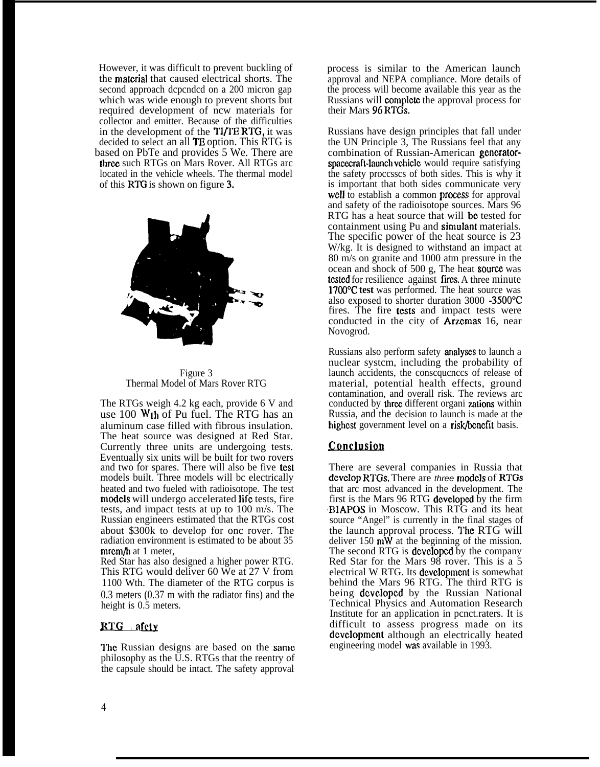However, it was difficult to prevent buckling of the material that caused electrical shorts. The second approach depended on a 200 micron gap which was wide enough to prevent shorts but required development of new materials for collector and emitter. Because of the difficulties in the development of the TI/TE RTG, it was decided to select an all TE option. This RTG is based on PbTe and provides 5 We. There are three such RTGs on Mars Rover. All RTGs are located in the vehicle wheels. The thermal model of this RTG is shown on figure 3.

Figure 3
Thermal Model of Mars Rover RTG

The RTGs weigh 4.2 kg each, provide 6 V and use 100 $W_{th}$ of Pu fuel. The RTG has an aluminum case filled with fibrous insulation. The heat source was designed at Red Star. Currently three units are undergoing tests. Eventually six units will be built for two rovers and two for spares. There will also be five test models built. Three models will be electrically heated and two fueled with radioisotope. The test models will undergo accelerated life tests, fire tests, and impact tests at up to 100 m/s. The Russian engineers estimated that the RTGs cost about $300k to develop for one rover. The radiation environment is estimated to be about 35 mrem/h at 1 meter,

Red Star has also designed a higher power RTG. This RTG would deliver 60 We at 27 V from 1100 Wth. The diameter of the RTG corpus is 0.3 meters (0.37 m with the radiator fins) and the height is 0.5 meters.

## RTG Safety

The Russian designs are based on the same philosophy as the U.S. RTGs that the reentry of the capsule should be intact. The safety approval process is similar to the American launch approval and NEPA compliance. More details of the process will become available this year as the Russians will complete the approval process for their Mars 96 RTGs.

Russians have design principles that fall under the UN Principle 3, The Russians feel that any combination of Russian-American generator-spacecraft-launch vehicle would require satisfying the safety processes of both sides. This is why it is important that both sides communicate very well to establish a common process for approval and safety of the radioisotope sources. Mars 96 RTG has a heat source that will be tested for containment using Pu and simulant materials. The specific power of the heat source is 23 W/kg. It is designed to withstand an impact at 80 m/s on granite and 1000 atm pressure in the ocean and shock of 500 g, The heat source was tested for resilience against fires. A three minute 1700°C test was performed. The heat source was also exposed to shorter duration 3000 -3500°C fires. The fire tests and impact tests were conducted in the city of Arzemas 16, near Novogrod.

Russians also perform safety analyses to launch a nuclear system, including the probability of launch accidents, the consequences of release of material, potential health effects, ground contamination, and overall risk. The reviews are conducted by three different organizations within Russia, and the decision to launch is made at the highest government level on a risk/benefit basis.

## Conclusion

There are several companies in Russia that develop RTGs. There are *three* models of RTGs that are most advanced in the development. The first is the Mars 96 RTG developed by the firm BIAPOS in Moscow. This RTG and its heat source "Angel" is currently in the final stages of the launch approval process. The RTG will deliver 150 mW at the beginning of the mission. The second RTG is developed by the company Red Star for the Mars 98 rover. This is a 5 electrical W RTG. Its development is somewhat behind the Mars 96 RTG. The third RTG is being developed by the Russian National Technical Physics and Automation Research Institute for an application in penetraters. It is difficult to assess progress made on its development although an electrically heated engineering model was available in 1993.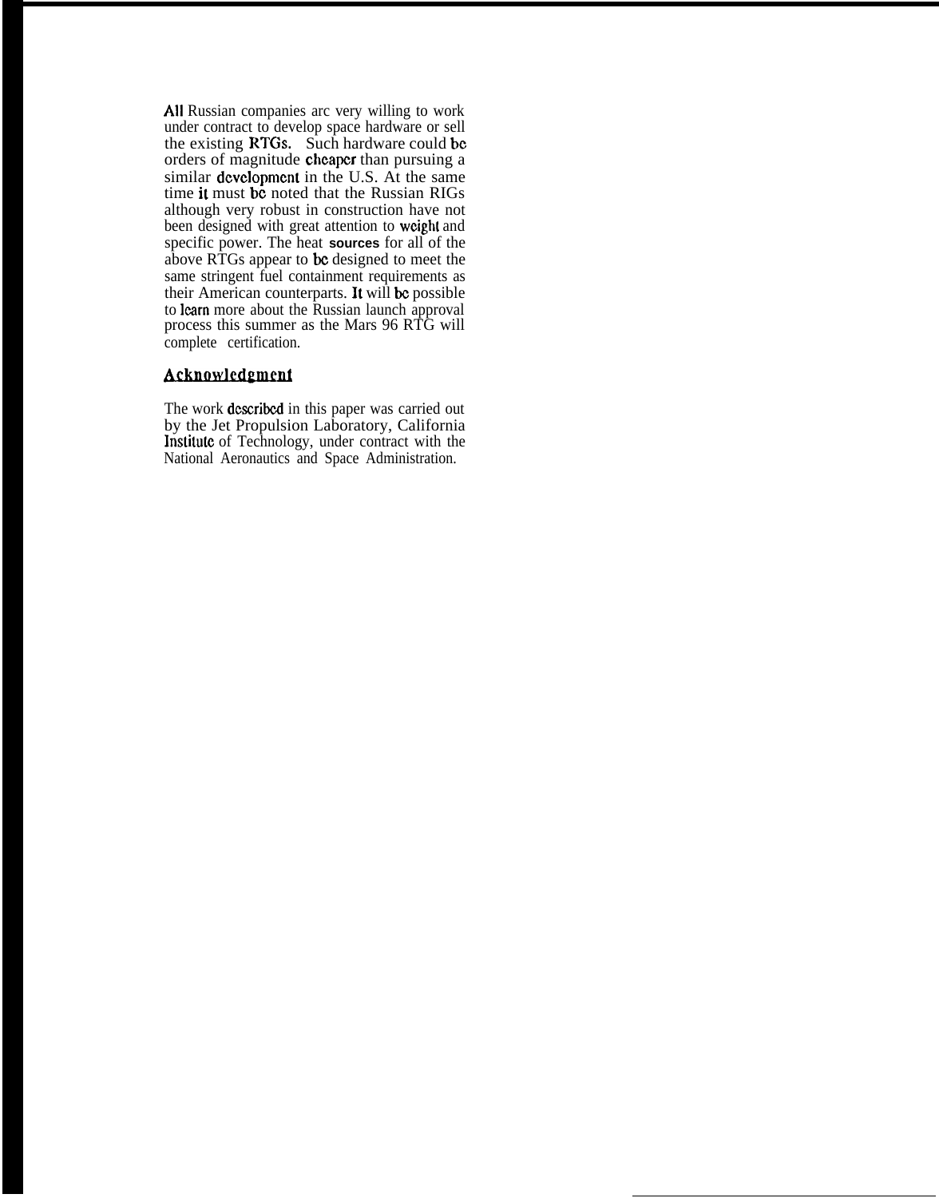All Russian companies arc very willing to work under contract to develop space hardware or sell the existing RTGs. Such hardware could bc orders of magnitude chcapcr than pursuing a similar dcvclopmcnt in the U.S. At the same time it must bc noted that the Russian RIGs although very robust in construction have not been designed with great attention to weight and specific power. The heat sources for all of the above RTGs appear to bc designed to meet the same stringent fuel containment requirements as their American counterparts. It will bc possible to learn more about the Russian launch approval process this summer as the Mars 96 RTG will complete certification.

## Acknowledgment

The work dcscribcd in this paper was carried out by the Jet Propulsion Laboratory, California Institute of Technology, under contract with the National Aeronautics and Space Administration.